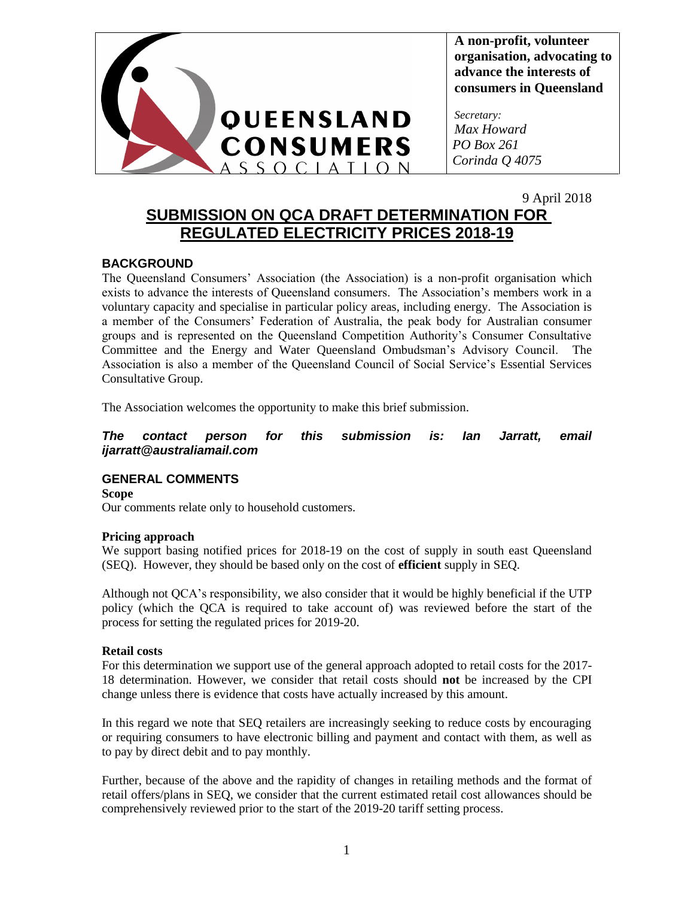QUEENSLAND CONSUMERS ASSOCIATION

**A non-profit, volunteer organisation, advocating to advance the interests of consumers in Queensland**

*Secretary:*
*Max Howard*
*PO Box 261*
*Corinda Q 4075*

9 April 2018

# SUBMISSION ON QCA DRAFT DETERMINATION FOR REGULATED ELECTRICITY PRICES 2018-19

## BACKGROUND

The Queensland Consumers' Association (the Association) is a non-profit organisation which exists to advance the interests of Queensland consumers. The Association's members work in a voluntary capacity and specialise in particular policy areas, including energy. The Association is a member of the Consumers' Federation of Australia, the peak body for Australian consumer groups and is represented on the Queensland Competition Authority's Consumer Consultative Committee and the Energy and Water Queensland Ombudsman's Advisory Council. The Association is also a member of the Queensland Council of Social Service's Essential Services Consultative Group.

The Association welcomes the opportunity to make this brief submission.

***The contact person for this submission is: Ian Jarratt, email ijarratt@australiamail.com***

## GENERAL COMMENTS

**Scope**

Our comments relate only to household customers.

**Pricing approach**

We support basing notified prices for 2018-19 on the cost of supply in south east Queensland (SEQ). However, they should be based only on the cost of **efficient** supply in SEQ.

Although not QCA's responsibility, we also consider that it would be highly beneficial if the UTP policy (which the QCA is required to take account of) was reviewed before the start of the process for setting the regulated prices for 2019-20.

**Retail costs**

For this determination we support use of the general approach adopted to retail costs for the 2017-18 determination. However, we consider that retail costs should **not** be increased by the CPI change unless there is evidence that costs have actually increased by this amount.

In this regard we note that SEQ retailers are increasingly seeking to reduce costs by encouraging or requiring consumers to have electronic billing and payment and contact with them, as well as to pay by direct debit and to pay monthly.

Further, because of the above and the rapidity of changes in retailing methods and the format of retail offers/plans in SEQ, we consider that the current estimated retail cost allowances should be comprehensively reviewed prior to the start of the 2019-20 tariff setting process.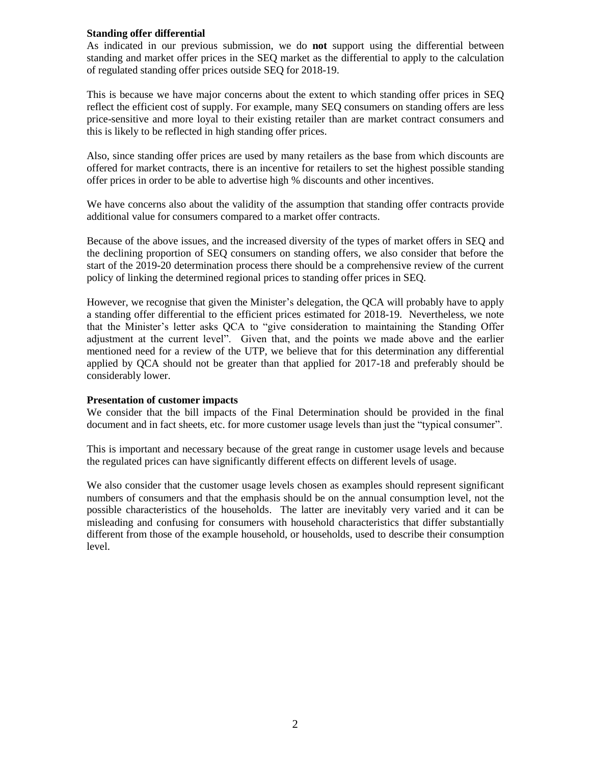**Standing offer differential**

As indicated in our previous submission, we do **not** support using the differential between standing and market offer prices in the SEQ market as the differential to apply to the calculation of regulated standing offer prices outside SEQ for 2018-19.

This is because we have major concerns about the extent to which standing offer prices in SEQ reflect the efficient cost of supply. For example, many SEQ consumers on standing offers are less price-sensitive and more loyal to their existing retailer than are market contract consumers and this is likely to be reflected in high standing offer prices.

Also, since standing offer prices are used by many retailers as the base from which discounts are offered for market contracts, there is an incentive for retailers to set the highest possible standing offer prices in order to be able to advertise high % discounts and other incentives.

We have concerns also about the validity of the assumption that standing offer contracts provide additional value for consumers compared to a market offer contracts.

Because of the above issues, and the increased diversity of the types of market offers in SEQ and the declining proportion of SEQ consumers on standing offers, we also consider that before the start of the 2019-20 determination process there should be a comprehensive review of the current policy of linking the determined regional prices to standing offer prices in SEQ.

However, we recognise that given the Minister's delegation, the QCA will probably have to apply a standing offer differential to the efficient prices estimated for 2018-19. Nevertheless, we note that the Minister's letter asks QCA to "give consideration to maintaining the Standing Offer adjustment at the current level". Given that, and the points we made above and the earlier mentioned need for a review of the UTP, we believe that for this determination any differential applied by QCA should not be greater than that applied for 2017-18 and preferably should be considerably lower.

**Presentation of customer impacts**

We consider that the bill impacts of the Final Determination should be provided in the final document and in fact sheets, etc. for more customer usage levels than just the "typical consumer".

This is important and necessary because of the great range in customer usage levels and because the regulated prices can have significantly different effects on different levels of usage.

We also consider that the customer usage levels chosen as examples should represent significant numbers of consumers and that the emphasis should be on the annual consumption level, not the possible characteristics of the households. The latter are inevitably very varied and it can be misleading and confusing for consumers with household characteristics that differ substantially different from those of the example household, or households, used to describe their consumption level.